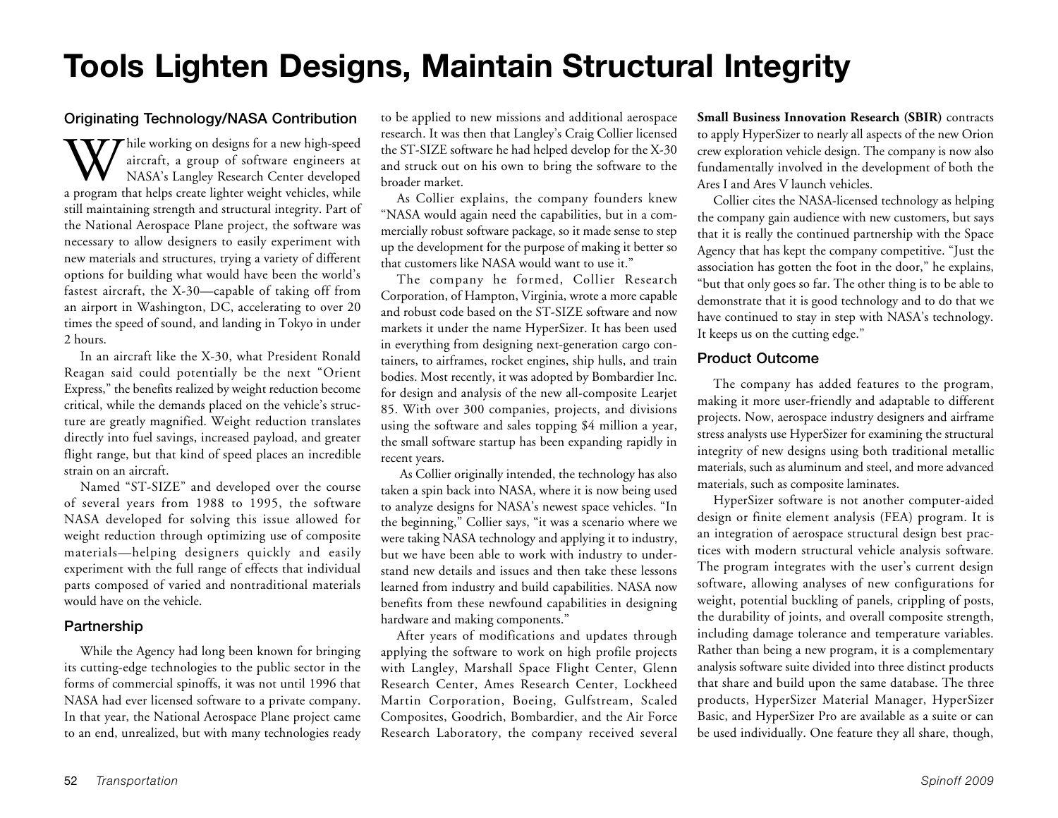# Tools Lighten Designs, Maintain Structural Integrity

## Originating Technology/NASA Contribution

While working on designs for a new high-speed aircraft, a group of software engineers at NASA's Langley Research Center developed a program that helps create lighter weight vehicles, while still maintaining strength and structural integrity. Part of the National Aerospace Plane project, the software was necessary to allow designers to easily experiment with new materials and structures, trying a variety of different options for building what would have been the world's fastest aircraft, the X-30—capable of taking off from an airport in Washington, DC, accelerating to over 20 times the speed of sound, and landing in Tokyo in under 2 hours.

In an aircraft like the X-30, what President Ronald Reagan said could potentially be the next "Orient Express," the benefits realized by weight reduction become critical, while the demands placed on the vehicle's structure are greatly magnified. Weight reduction translates directly into fuel savings, increased payload, and greater flight range, but that kind of speed places an incredible strain on an aircraft.

Named "ST-SIZE" and developed over the course of several years from 1988 to 1995, the software NASA developed for solving this issue allowed for weight reduction through optimizing use of composite materials—helping designers quickly and easily experiment with the full range of effects that individual parts composed of varied and nontraditional materials would have on the vehicle.

## Partnership

While the Agency had long been known for bringing its cutting-edge technologies to the public sector in the forms of commercial spinoffs, it was not until 1996 that NASA had ever licensed software to a private company. In that year, the National Aerospace Plane project came to an end, unrealized, but with many technologies ready to be applied to new missions and additional aerospace research. It was then that Langley's Craig Collier licensed the ST-SIZE software he had helped develop for the X-30 and struck out on his own to bring the software to the broader market.

As Collier explains, the company founders knew "NASA would again need the capabilities, but in a commercially robust software package, so it made sense to step up the development for the purpose of making it better so that customers like NASA would want to use it."

The company he formed, Collier Research Corporation, of Hampton, Virginia, wrote a more capable and robust code based on the ST-SIZE software and now markets it under the name HyperSizer. It has been used in everything from designing next-generation cargo containers, to airframes, rocket engines, ship hulls, and train bodies. Most recently, it was adopted by Bombardier Inc. for design and analysis of the new all-composite Learjet 85. With over 300 companies, projects, and divisions using the software and sales topping $4 million a year, the small software startup has been expanding rapidly in recent years.

As Collier originally intended, the technology has also taken a spin back into NASA, where it is now being used to analyze designs for NASA's newest space vehicles. "In the beginning," Collier says, "it was a scenario where we were taking NASA technology and applying it to industry, but we have been able to work with industry to understand new details and issues and then take these lessons learned from industry and build capabilities. NASA now benefits from these newfound capabilities in designing hardware and making components."

After years of modifications and updates through applying the software to work on high profile projects with Langley, Marshall Space Flight Center, Glenn Research Center, Ames Research Center, Lockheed Martin Corporation, Boeing, Gulfstream, Scaled Composites, Goodrich, Bombardier, and the Air Force Research Laboratory, the company received several **Small Business Innovation Research (SBIR)** contracts to apply HyperSizer to nearly all aspects of the new Orion crew exploration vehicle design. The company is now also fundamentally involved in the development of both the Ares I and Ares V launch vehicles.

Collier cites the NASA-licensed technology as helping the company gain audience with new customers, but says that it is really the continued partnership with the Space Agency that has kept the company competitive. "Just the association has gotten the foot in the door," he explains, "but that only goes so far. The other thing is to be able to demonstrate that it is good technology and to do that we have continued to stay in step with NASA's technology. It keeps us on the cutting edge."

## Product Outcome

The company has added features to the program, making it more user-friendly and adaptable to different projects. Now, aerospace industry designers and airframe stress analysts use HyperSizer for examining the structural integrity of new designs using both traditional metallic materials, such as aluminum and steel, and more advanced materials, such as composite laminates.

HyperSizer software is not another computer-aided design or finite element analysis (FEA) program. It is an integration of aerospace structural design best practices with modern structural vehicle analysis software. The program integrates with the user's current design software, allowing analyses of new configurations for weight, potential buckling of panels, crippling of posts, the durability of joints, and overall composite strength, including damage tolerance and temperature variables. Rather than being a new program, it is a complementary analysis software suite divided into three distinct products that share and build upon the same database. The three products, HyperSizer Material Manager, HyperSizer Basic, and HyperSizer Pro are available as a suite or can be used individually. One feature they all share, though,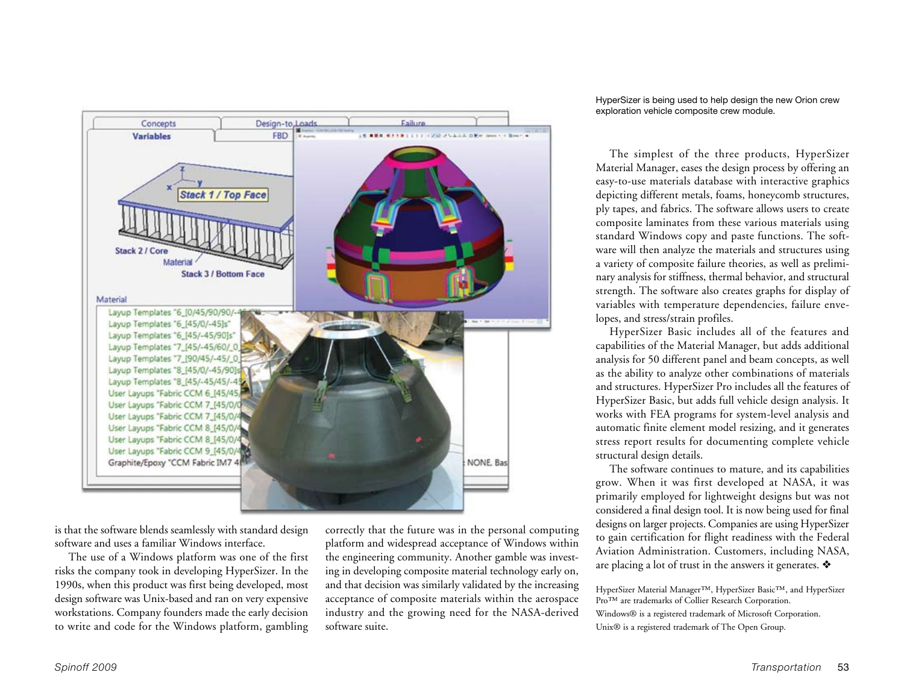HyperSizer is being used to help design the new Orion crew exploration vehicle composite crew module.

is that the software blends seamlessly with standard design software and uses a familiar Windows interface.

The use of a Windows platform was one of the first risks the company took in developing HyperSizer. In the 1990s, when this product was first being developed, most design software was Unix-based and ran on very expensive workstations. Company founders made the early decision to write and code for the Windows platform, gambling correctly that the future was in the personal computing platform and widespread acceptance of Windows within the engineering community. Another gamble was investing in developing composite material technology early on, and that decision was similarly validated by the increasing acceptance of composite materials within the aerospace industry and the growing need for the NASA-derived software suite.

The simplest of the three products, HyperSizer Material Manager, eases the design process by offering an easy-to-use materials database with interactive graphics depicting different metals, foams, honeycomb structures, ply tapes, and fabrics. The software allows users to create composite laminates from these various materials using standard Windows copy and paste functions. The software will then analyze the materials and structures using a variety of composite failure theories, as well as preliminary analysis for stiffness, thermal behavior, and structural strength. The software also creates graphs for display of variables with temperature dependencies, failure envelopes, and stress/strain profiles.

HyperSizer Basic includes all of the features and capabilities of the Material Manager, but adds additional analysis for 50 different panel and beam concepts, as well as the ability to analyze other combinations of materials and structures. HyperSizer Pro includes all the features of HyperSizer Basic, but adds full vehicle design analysis. It works with FEA programs for system-level analysis and automatic finite element model resizing, and it generates stress report results for documenting complete vehicle structural design details.

The software continues to mature, and its capabilities grow. When it was first developed at NASA, it was primarily employed for lightweight designs but was not considered a final design tool. It is now being used for final designs on larger projects. Companies are using HyperSizer to gain certification for flight readiness with the Federal Aviation Administration. Customers, including NASA, are placing a lot of trust in the answers it generates. ❖

HyperSizer Material Manager™, HyperSizer Basic™, and HyperSizer Pro™ are trademarks of Collier Research Corporation.

Windows® is a registered trademark of Microsoft Corporation.

Unix® is a registered trademark of The Open Group.